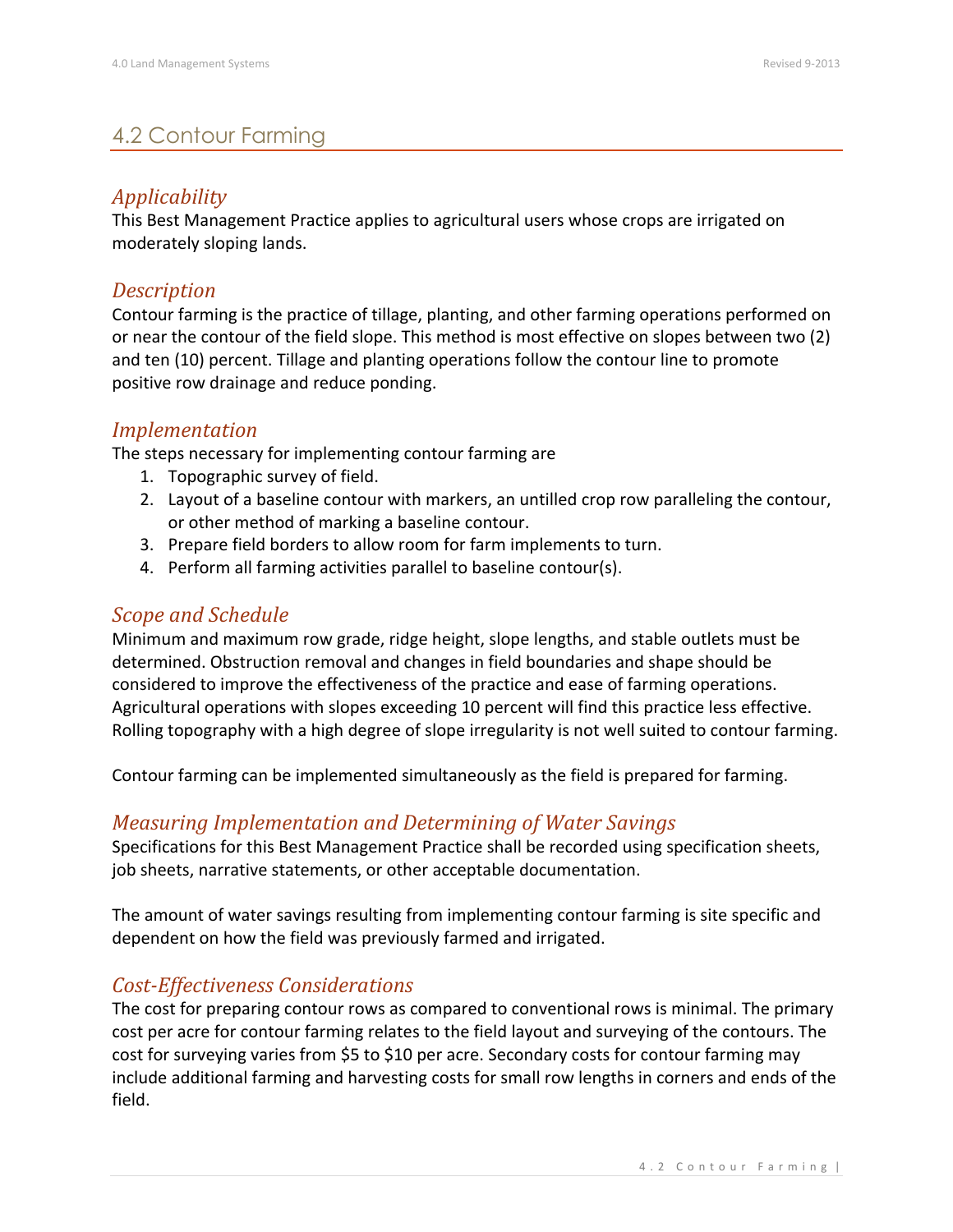## 4.2 Contour Farming

### *Applicability*

This Best Management Practice applies to agricultural users whose crops are irrigated on moderately sloping lands.

### *Description*

Contour farming is the practice of tillage, planting, and other farming operations performed on or near the contour of the field slope. This method is most effective on slopes between two (2) and ten (10) percent. Tillage and planting operations follow the contour line to promote positive row drainage and reduce ponding.

### *Implementation*

The steps necessary for implementing contour farming are

1. Topographic survey of field.
2. Layout of a baseline contour with markers, an untilled crop row paralleling the contour, or other method of marking a baseline contour.
3. Prepare field borders to allow room for farm implements to turn.
4. Perform all farming activities parallel to baseline contour(s).

### *Scope and Schedule*

Minimum and maximum row grade, ridge height, slope lengths, and stable outlets must be determined. Obstruction removal and changes in field boundaries and shape should be considered to improve the effectiveness of the practice and ease of farming operations. Agricultural operations with slopes exceeding 10 percent will find this practice less effective. Rolling topography with a high degree of slope irregularity is not well suited to contour farming.

Contour farming can be implemented simultaneously as the field is prepared for farming.

### *Measuring Implementation and Determining of Water Savings*

Specifications for this Best Management Practice shall be recorded using specification sheets, job sheets, narrative statements, or other acceptable documentation.

The amount of water savings resulting from implementing contour farming is site specific and dependent on how the field was previously farmed and irrigated.

### *Cost-Effectiveness Considerations*

The cost for preparing contour rows as compared to conventional rows is minimal. The primary cost per acre for contour farming relates to the field layout and surveying of the contours. The cost for surveying varies from $5 to $10 per acre. Secondary costs for contour farming may include additional farming and harvesting costs for small row lengths in corners and ends of the field.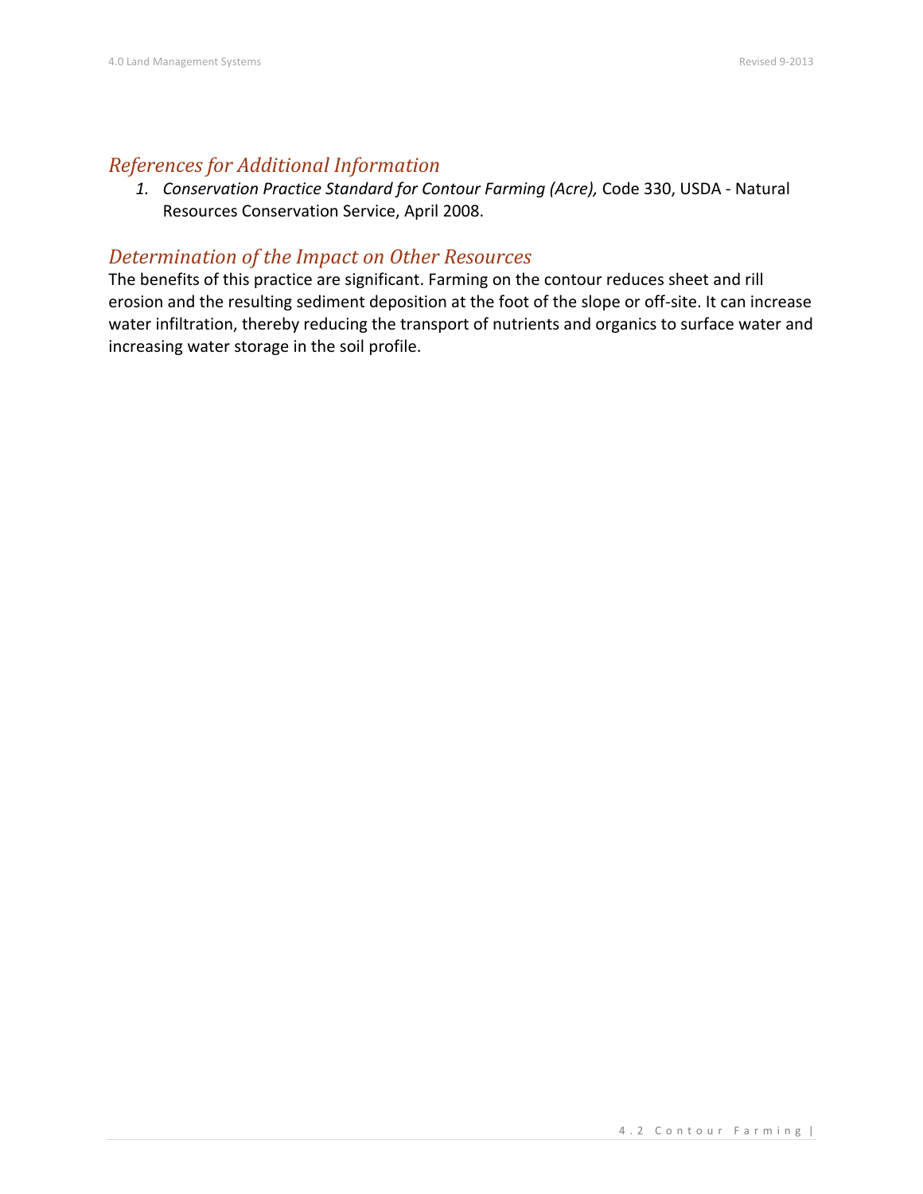## *References for Additional Information*

1. *Conservation Practice Standard for Contour Farming (Acre),* Code 330, USDA - Natural Resources Conservation Service, April 2008.

## *Determination of the Impact on Other Resources*

The benefits of this practice are significant. Farming on the contour reduces sheet and rill erosion and the resulting sediment deposition at the foot of the slope or off-site. It can increase water infiltration, thereby reducing the transport of nutrients and organics to surface water and increasing water storage in the soil profile.